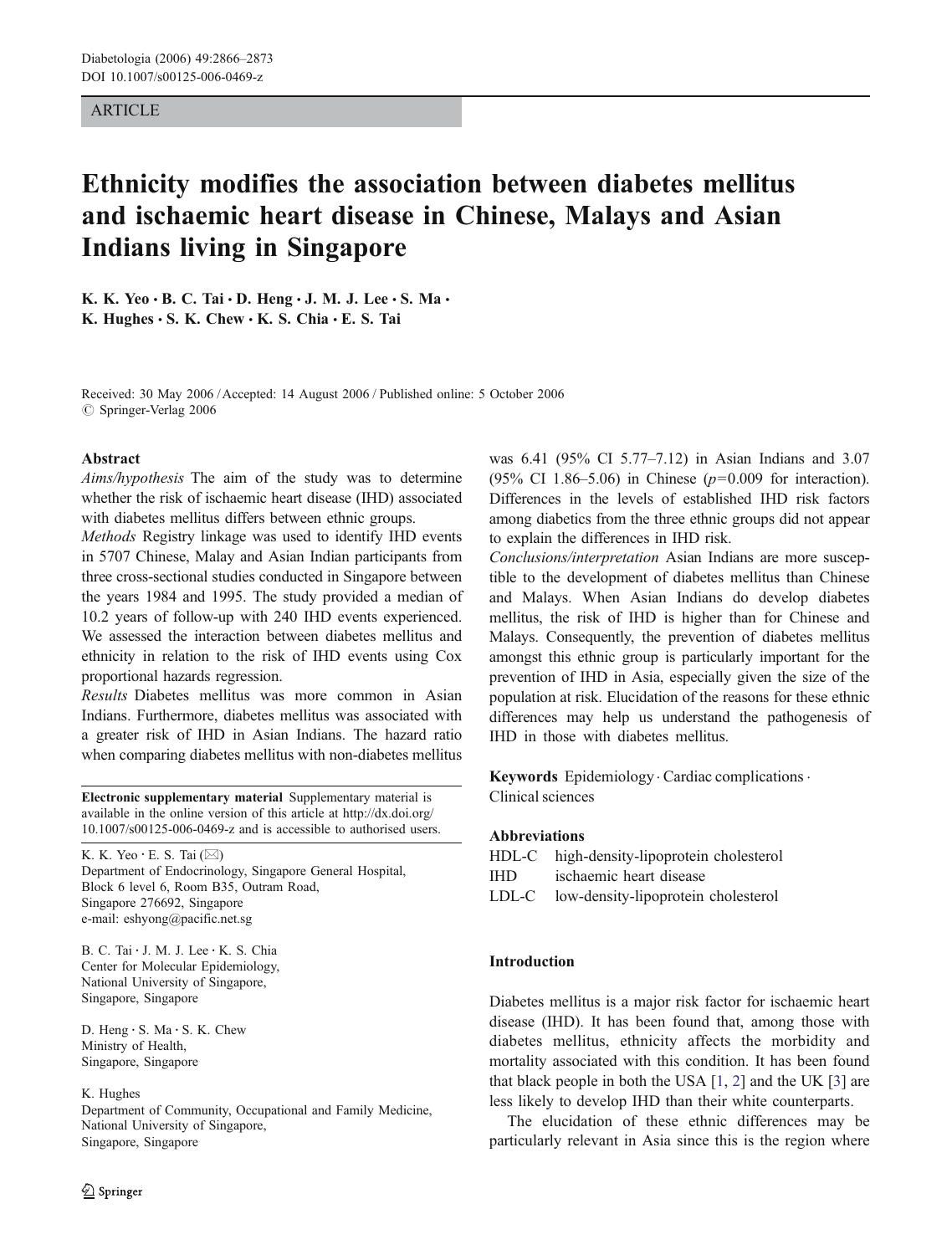ARTICLE

# Ethnicity modifies the association between diabetes mellitus and ischaemic heart disease in Chinese, Malays and Asian Indians living in Singapore

K. K. Yeo · B. C. Tai · D. Heng · J. M. J. Lee · S. Ma · K. Hughes · S. K. Chew · K. S. Chia · E. S. Tai

Received: 30 May 2006 / Accepted: 14 August 2006 / Published online: 5 October 2006
© Springer-Verlag 2006

## Abstract

*Aims/hypothesis* The aim of the study was to determine whether the risk of ischaemic heart disease (IHD) associated with diabetes mellitus differs between ethnic groups.

*Methods* Registry linkage was used to identify IHD events in 5707 Chinese, Malay and Asian Indian participants from three cross-sectional studies conducted in Singapore between the years 1984 and 1995. The study provided a median of 10.2 years of follow-up with 240 IHD events experienced. We assessed the interaction between diabetes mellitus and ethnicity in relation to the risk of IHD events using Cox proportional hazards regression.

*Results* Diabetes mellitus was more common in Asian Indians. Furthermore, diabetes mellitus was associated with a greater risk of IHD in Asian Indians. The hazard ratio when comparing diabetes mellitus with non-diabetes mellitus was 6.41 (95% CI 5.77–7.12) in Asian Indians and 3.07 (95% CI 1.86–5.06) in Chinese ($p$=0.009 for interaction). Differences in the levels of established IHD risk factors among diabetics from the three ethnic groups did not appear to explain the differences in IHD risk.

*Conclusions/interpretation* Asian Indians are more susceptible to the development of diabetes mellitus than Chinese and Malays. When Asian Indians do develop diabetes mellitus, the risk of IHD is higher than for Chinese and Malays. Consequently, the prevention of diabetes mellitus amongst this ethnic group is particularly important for the prevention of IHD in Asia, especially given the size of the population at risk. Elucidation of the reasons for these ethnic differences may help us understand the pathogenesis of IHD in those with diabetes mellitus.

**Keywords** Epidemiology · Cardiac complications · Clinical sciences

**Abbreviations**

HDL-C high-density-lipoprotein cholesterol
IHD ischaemic heart disease
LDL-C low-density-lipoprotein cholesterol

**Electronic supplementary material** Supplementary material is available in the online version of this article at http://dx.doi.org/10.1007/s00125-006-0469-z and is accessible to authorised users.

K. K. Yeo · E. S. Tai (✉)
Department of Endocrinology, Singapore General Hospital,
Block 6 level 6, Room B35, Outram Road,
Singapore 276692, Singapore
e-mail: eshyong@pacific.net.sg

B. C. Tai · J. M. J. Lee · K. S. Chia
Center for Molecular Epidemiology,
National University of Singapore,
Singapore, Singapore

D. Heng · S. Ma · S. K. Chew
Ministry of Health,
Singapore, Singapore

K. Hughes
Department of Community, Occupational and Family Medicine,
National University of Singapore,
Singapore, Singapore

## Introduction

Diabetes mellitus is a major risk factor for ischaemic heart disease (IHD). It has been found that, among those with diabetes mellitus, ethnicity affects the morbidity and mortality associated with this condition. It has been found that black people in both the USA [1, 2] and the UK [3] are less likely to develop IHD than their white counterparts.

The elucidation of these ethnic differences may be particularly relevant in Asia since this is the region where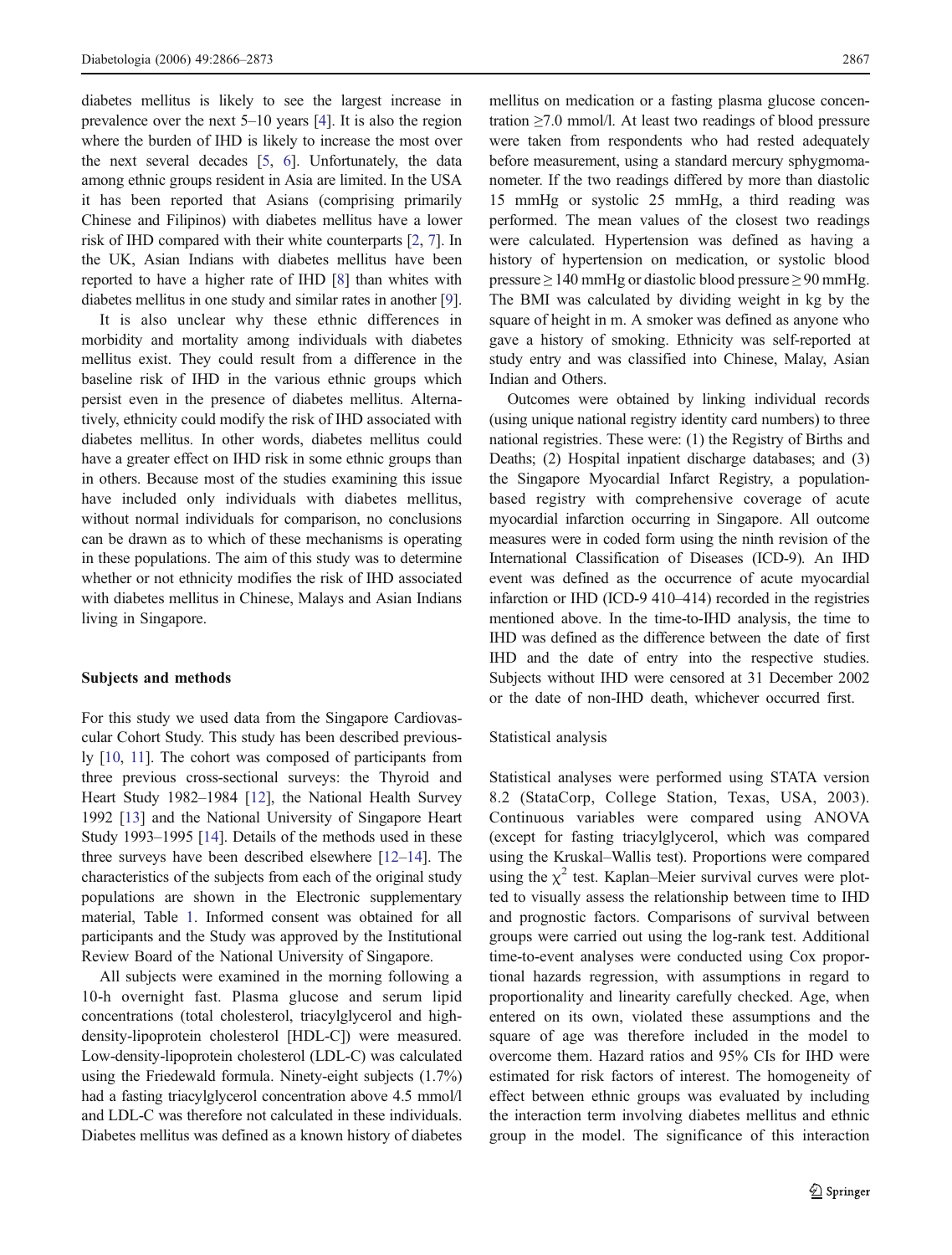diabetes mellitus is likely to see the largest increase in prevalence over the next 5–10 years [4]. It is also the region where the burden of IHD is likely to increase the most over the next several decades [5, 6]. Unfortunately, the data among ethnic groups resident in Asia are limited. In the USA it has been reported that Asians (comprising primarily Chinese and Filipinos) with diabetes mellitus have a lower risk of IHD compared with their white counterparts [2, 7]. In the UK, Asian Indians with diabetes mellitus have been reported to have a higher rate of IHD [8] than whites with diabetes mellitus in one study and similar rates in another [9].

It is also unclear why these ethnic differences in morbidity and mortality among individuals with diabetes mellitus exist. They could result from a difference in the baseline risk of IHD in the various ethnic groups which persist even in the presence of diabetes mellitus. Alternatively, ethnicity could modify the risk of IHD associated with diabetes mellitus. In other words, diabetes mellitus could have a greater effect on IHD risk in some ethnic groups than in others. Because most of the studies examining this issue have included only individuals with diabetes mellitus, without normal individuals for comparison, no conclusions can be drawn as to which of these mechanisms is operating in these populations. The aim of this study was to determine whether or not ethnicity modifies the risk of IHD associated with diabetes mellitus in Chinese, Malays and Asian Indians living in Singapore.

## Subjects and methods

For this study we used data from the Singapore Cardiovascular Cohort Study. This study has been described previously [10, 11]. The cohort was composed of participants from three previous cross-sectional surveys: the Thyroid and Heart Study 1982–1984 [12], the National Health Survey 1992 [13] and the National University of Singapore Heart Study 1993–1995 [14]. Details of the methods used in these three surveys have been described elsewhere [12–14]. The characteristics of the subjects from each of the original study populations are shown in the Electronic supplementary material, Table 1. Informed consent was obtained for all participants and the Study was approved by the Institutional Review Board of the National University of Singapore.

All subjects were examined in the morning following a 10-h overnight fast. Plasma glucose and serum lipid concentrations (total cholesterol, triacylglycerol and high-density-lipoprotein cholesterol [HDL-C]) were measured. Low-density-lipoprotein cholesterol (LDL-C) was calculated using the Friedewald formula. Ninety-eight subjects (1.7%) had a fasting triacylglycerol concentration above 4.5 mmol/l and LDL-C was therefore not calculated in these individuals. Diabetes mellitus was defined as a known history of diabetes mellitus on medication or a fasting plasma glucose concentration ≥7.0 mmol/l. At least two readings of blood pressure were taken from respondents who had rested adequately before measurement, using a standard mercury sphygmomanometer. If the two readings differed by more than diastolic 15 mmHg or systolic 25 mmHg, a third reading was performed. The mean values of the closest two readings were calculated. Hypertension was defined as having a history of hypertension on medication, or systolic blood pressure ≥ 140 mmHg or diastolic blood pressure ≥ 90 mmHg. The BMI was calculated by dividing weight in kg by the square of height in m. A smoker was defined as anyone who gave a history of smoking. Ethnicity was self-reported at study entry and was classified into Chinese, Malay, Asian Indian and Others.

Outcomes were obtained by linking individual records (using unique national registry identity card numbers) to three national registries. These were: (1) the Registry of Births and Deaths; (2) Hospital inpatient discharge databases; and (3) the Singapore Myocardial Infarct Registry, a population-based registry with comprehensive coverage of acute myocardial infarction occurring in Singapore. All outcome measures were in coded form using the ninth revision of the International Classification of Diseases (ICD-9). An IHD event was defined as the occurrence of acute myocardial infarction or IHD (ICD-9 410–414) recorded in the registries mentioned above. In the time-to-IHD analysis, the time to IHD was defined as the difference between the date of first IHD and the date of entry into the respective studies. Subjects without IHD were censored at 31 December 2002 or the date of non-IHD death, whichever occurred first.

### Statistical analysis

Statistical analyses were performed using STATA version 8.2 (StataCorp, College Station, Texas, USA, 2003). Continuous variables were compared using ANOVA (except for fasting triacylglycerol, which was compared using the Kruskal–Wallis test). Proportions were compared using the $\chi^2$ test. Kaplan–Meier survival curves were plotted to visually assess the relationship between time to IHD and prognostic factors. Comparisons of survival between groups were carried out using the log-rank test. Additional time-to-event analyses were conducted using Cox proportional hazards regression, with assumptions in regard to proportionality and linearity carefully checked. Age, when entered on its own, violated these assumptions and the square of age was therefore included in the model to overcome them. Hazard ratios and 95% CIs for IHD were estimated for risk factors of interest. The homogeneity of effect between ethnic groups was evaluated by including the interaction term involving diabetes mellitus and ethnic group in the model. The significance of this interaction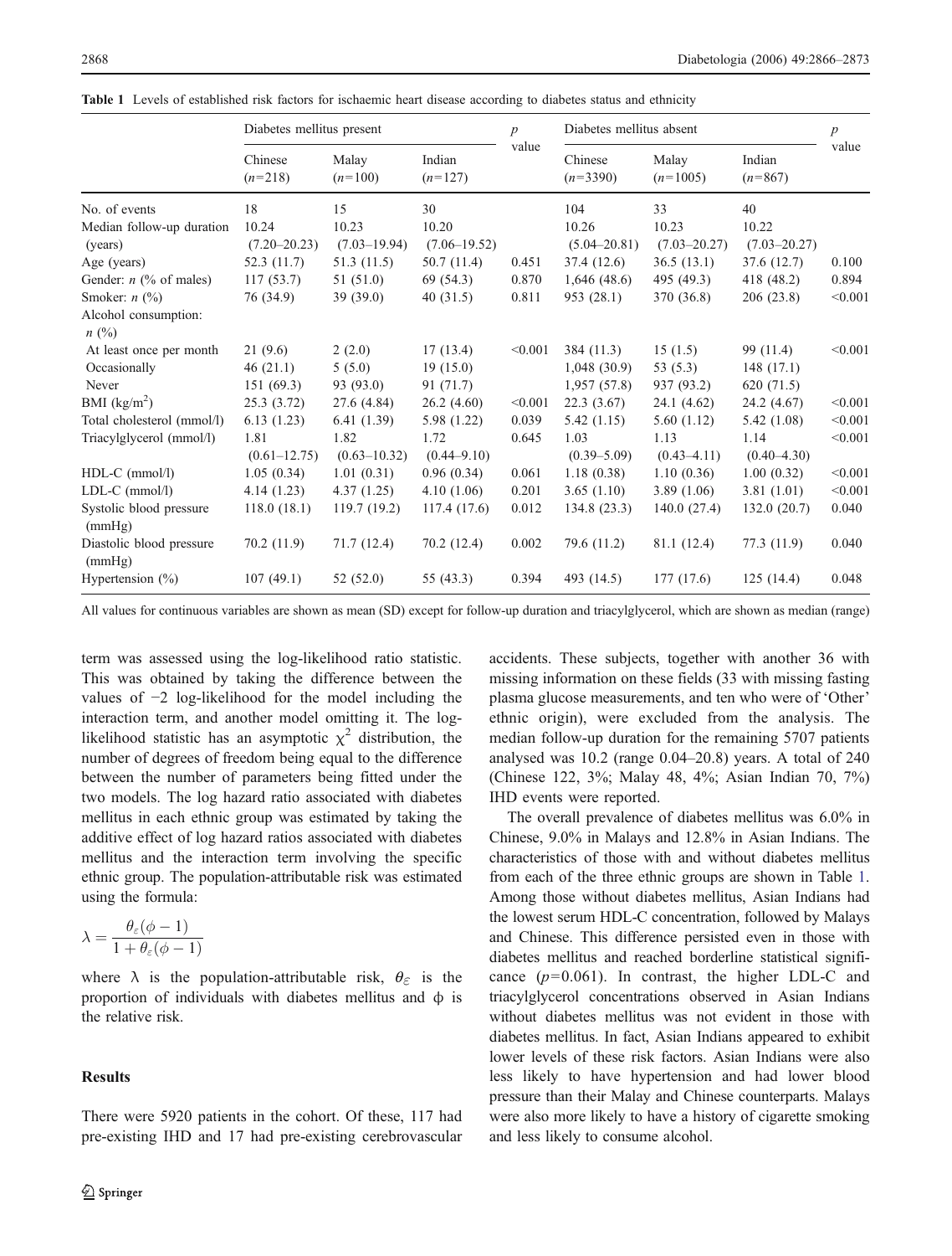**Table 1** Levels of established risk factors for ischaemic heart disease according to diabetes status and ethnicity

| | Diabetes mellitus present | | | $p$ value | Diabetes mellitus absent | | | $p$ value |
|---|---|---|---|---|---|---|---|---|
| | Chinese ($n$=218) | Malay ($n$=100) | Indian ($n$=127) | | Chinese ($n$=3390) | Malay ($n$=1005) | Indian ($n$=867) | |
| No. of events | 18 | 15 | 30 | | 104 | 33 | 40 | |
| Median follow-up duration (years) | 10.24 (7.20–20.23) | 10.23 (7.03–19.94) | 10.20 (7.06–19.52) | | 10.26 (5.04–20.81) | 10.23 (7.03–20.27) | 10.22 (7.03–20.27) | |
| Age (years) | 52.3 (11.7) | 51.3 (11.5) | 50.7 (11.4) | 0.451 | 37.4 (12.6) | 36.5 (13.1) | 37.6 (12.7) | 0.100 |
| Gender: $n$ (% of males) | 117 (53.7) | 51 (51.0) | 69 (54.3) | 0.870 | 1,646 (48.6) | 495 (49.3) | 418 (48.2) | 0.894 |
| Smoker: $n$ (%) | 76 (34.9) | 39 (39.0) | 40 (31.5) | 0.811 | 953 (28.1) | 370 (36.8) | 206 (23.8) | <0.001 |
| Alcohol consumption: $n$ (%) | | | | | | | | |
| At least once per month | 21 (9.6) | 2 (2.0) | 17 (13.4) | <0.001 | 384 (11.3) | 15 (1.5) | 99 (11.4) | <0.001 |
| Occasionally | 46 (21.1) | 5 (5.0) | 19 (15.0) | | 1,048 (30.9) | 53 (5.3) | 148 (17.1) | |
| Never | 151 (69.3) | 93 (93.0) | 91 (71.7) | | 1,957 (57.8) | 937 (93.2) | 620 (71.5) | |
| BMI (kg/m$^2$) | 25.3 (3.72) | 27.6 (4.84) | 26.2 (4.60) | <0.001 | 22.3 (3.67) | 24.1 (4.62) | 24.2 (4.67) | <0.001 |
| Total cholesterol (mmol/l) | 6.13 (1.23) | 6.41 (1.39) | 5.98 (1.22) | 0.039 | 5.42 (1.15) | 5.60 (1.12) | 5.42 (1.08) | <0.001 |
| Triacylglycerol (mmol/l) | 1.81 (0.61–12.75) | 1.82 (0.63–10.32) | 1.72 (0.44–9.10) | 0.645 | 1.03 (0.39–5.09) | 1.13 (0.43–4.11) | 1.14 (0.40–4.30) | <0.001 |
| HDL-C (mmol/l) | 1.05 (0.34) | 1.01 (0.31) | 0.96 (0.34) | 0.061 | 1.18 (0.38) | 1.10 (0.36) | 1.00 (0.32) | <0.001 |
| LDL-C (mmol/l) | 4.14 (1.23) | 4.37 (1.25) | 4.10 (1.06) | 0.201 | 3.65 (1.10) | 3.89 (1.06) | 3.81 (1.01) | <0.001 |
| Systolic blood pressure (mmHg) | 118.0 (18.1) | 119.7 (19.2) | 117.4 (17.6) | 0.012 | 134.8 (23.3) | 140.0 (27.4) | 132.0 (20.7) | 0.040 |
| Diastolic blood pressure (mmHg) | 70.2 (11.9) | 71.7 (12.4) | 70.2 (12.4) | 0.002 | 79.6 (11.2) | 81.1 (12.4) | 77.3 (11.9) | 0.040 |
| Hypertension (%) | 107 (49.1) | 52 (52.0) | 55 (43.3) | 0.394 | 493 (14.5) | 177 (17.6) | 125 (14.4) | 0.048 |

All values for continuous variables are shown as mean (SD) except for follow-up duration and triacylglycerol, which are shown as median (range)

term was assessed using the log-likelihood ratio statistic. This was obtained by taking the difference between the values of −2 log-likelihood for the model including the interaction term, and another model omitting it. The log-likelihood statistic has an asymptotic $\chi^2$ distribution, the number of degrees of freedom being equal to the difference between the number of parameters being fitted under the two models. The log hazard ratio associated with diabetes mellitus in each ethnic group was estimated by taking the additive effect of log hazard ratios associated with diabetes mellitus and the interaction term involving the specific ethnic group. The population-attributable risk was estimated using the formula:

$$\lambda = \frac{\theta_{\varepsilon}(\phi - 1)}{1 + \theta_{\varepsilon}(\phi - 1)}$$

where $\lambda$ is the population-attributable risk, $\theta_{\varepsilon}$ is the proportion of individuals with diabetes mellitus and $\phi$ is the relative risk.

## Results

There were 5920 patients in the cohort. Of these, 117 had pre-existing IHD and 17 had pre-existing cerebrovascular accidents. These subjects, together with another 36 with missing information on these fields (33 with missing fasting plasma glucose measurements, and ten who were of 'Other' ethnic origin), were excluded from the analysis. The median follow-up duration for the remaining 5707 patients analysed was 10.2 (range 0.04–20.8) years. A total of 240 (Chinese 122, 3%; Malay 48, 4%; Asian Indian 70, 7%) IHD events were reported.

The overall prevalence of diabetes mellitus was 6.0% in Chinese, 9.0% in Malays and 12.8% in Asian Indians. The characteristics of those with and without diabetes mellitus from each of the three ethnic groups are shown in Table 1. Among those without diabetes mellitus, Asian Indians had the lowest serum HDL-C concentration, followed by Malays and Chinese. This difference persisted even in those with diabetes mellitus and reached borderline statistical significance ($p$=0.061). In contrast, the higher LDL-C and triacylglycerol concentrations observed in Asian Indians without diabetes mellitus was not evident in those with diabetes mellitus. In fact, Asian Indians appeared to exhibit lower levels of these risk factors. Asian Indians were also less likely to have hypertension and had lower blood pressure than their Malay and Chinese counterparts. Malays were also more likely to have a history of cigarette smoking and less likely to consume alcohol.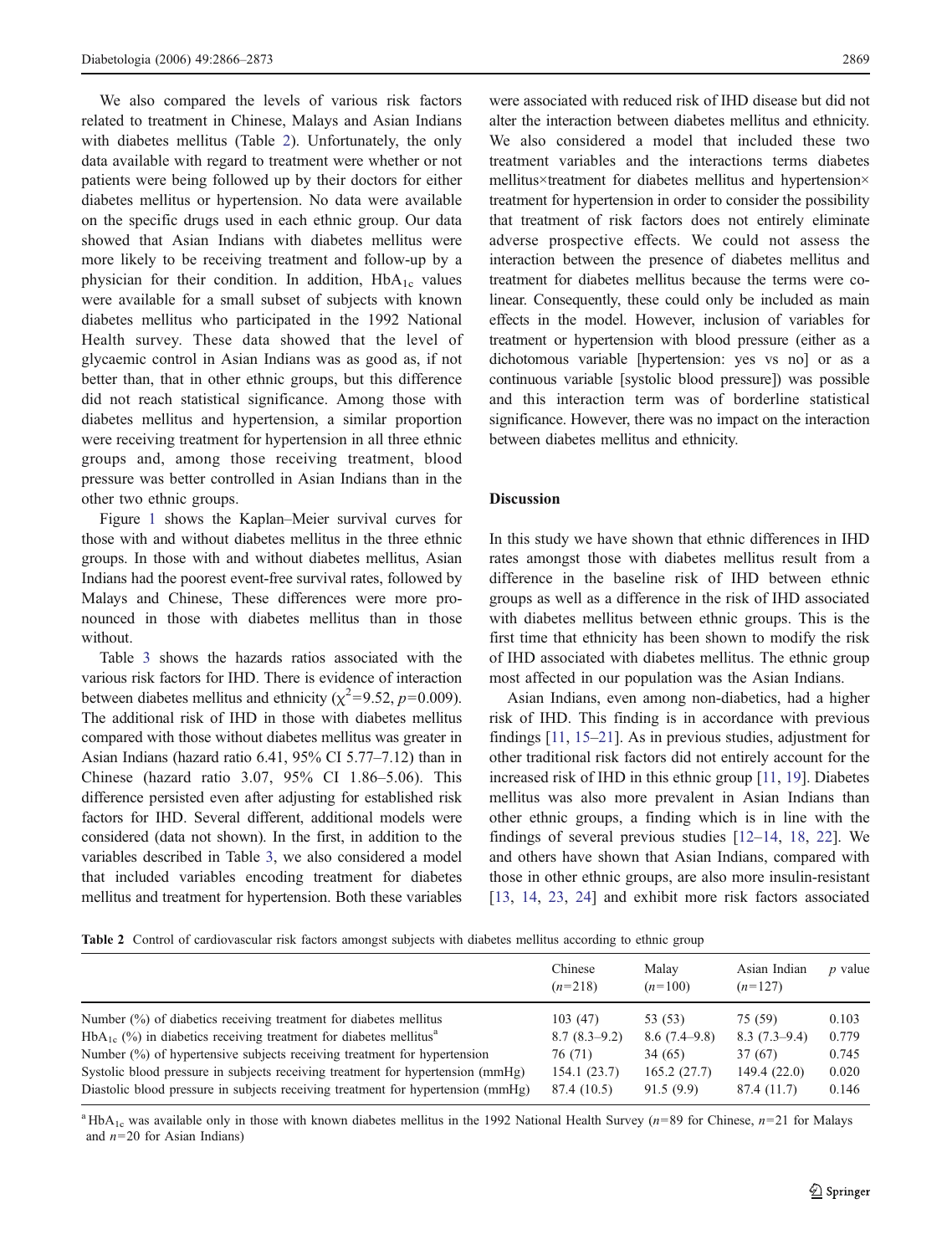We also compared the levels of various risk factors related to treatment in Chinese, Malays and Asian Indians with diabetes mellitus (Table 2). Unfortunately, the only data available with regard to treatment were whether or not patients were being followed up by their doctors for either diabetes mellitus or hypertension. No data were available on the specific drugs used in each ethnic group. Our data showed that Asian Indians with diabetes mellitus were more likely to be receiving treatment and follow-up by a physician for their condition. In addition, $HbA_{1c}$ values were available for a small subset of subjects with known diabetes mellitus who participated in the 1992 National Health survey. These data showed that the level of glycaemic control in Asian Indians was as good as, if not better than, that in other ethnic groups, but this difference did not reach statistical significance. Among those with diabetes mellitus and hypertension, a similar proportion were receiving treatment for hypertension in all three ethnic groups and, among those receiving treatment, blood pressure was better controlled in Asian Indians than in the other two ethnic groups.

Figure 1 shows the Kaplan–Meier survival curves for those with and without diabetes mellitus in the three ethnic groups. In those with and without diabetes mellitus, Asian Indians had the poorest event-free survival rates, followed by Malays and Chinese, These differences were more pronounced in those with diabetes mellitus than in those without.

Table 3 shows the hazards ratios associated with the various risk factors for IHD. There is evidence of interaction between diabetes mellitus and ethnicity ($\chi^2$=9.52, $p$=0.009). The additional risk of IHD in those with diabetes mellitus compared with those without diabetes mellitus was greater in Asian Indians (hazard ratio 6.41, 95% CI 5.77–7.12) than in Chinese (hazard ratio 3.07, 95% CI 1.86–5.06). This difference persisted even after adjusting for established risk factors for IHD. Several different, additional models were considered (data not shown). In the first, in addition to the variables described in Table 3, we also considered a model that included variables encoding treatment for diabetes mellitus and treatment for hypertension. Both these variables were associated with reduced risk of IHD disease but did not alter the interaction between diabetes mellitus and ethnicity. We also considered a model that included these two treatment variables and the interactions terms diabetes mellitus×treatment for diabetes mellitus and hypertension× treatment for hypertension in order to consider the possibility that treatment of risk factors does not entirely eliminate adverse prospective effects. We could not assess the interaction between the presence of diabetes mellitus and treatment for diabetes mellitus because the terms were co-linear. Consequently, these could only be included as main effects in the model. However, inclusion of variables for treatment or hypertension with blood pressure (either as a dichotomous variable [hypertension: yes vs no] or as a continuous variable [systolic blood pressure]) was possible and this interaction term was of borderline statistical significance. However, there was no impact on the interaction between diabetes mellitus and ethnicity.

## Discussion

In this study we have shown that ethnic differences in IHD rates amongst those with diabetes mellitus result from a difference in the baseline risk of IHD between ethnic groups as well as a difference in the risk of IHD associated with diabetes mellitus between ethnic groups. This is the first time that ethnicity has been shown to modify the risk of IHD associated with diabetes mellitus. The ethnic group most affected in our population was the Asian Indians.

Asian Indians, even among non-diabetics, had a higher risk of IHD. This finding is in accordance with previous findings [11, 15–21]. As in previous studies, adjustment for other traditional risk factors did not entirely account for the increased risk of IHD in this ethnic group [11, 19]. Diabetes mellitus was also more prevalent in Asian Indians than other ethnic groups, a finding which is in line with the findings of several previous studies [12–14, 18, 22]. We and others have shown that Asian Indians, compared with those in other ethnic groups, are also more insulin-resistant [13, 14, 23, 24] and exhibit more risk factors associated

**Table 2** Control of cardiovascular risk factors amongst subjects with diabetes mellitus according to ethnic group

| | Chinese ($n$=218) | Malay ($n$=100) | Asian Indian ($n$=127) | $p$ value |
|---|---|---|---|---|
| Number (%) of diabetics receiving treatment for diabetes mellitus | 103 (47) | 53 (53) | 75 (59) | 0.103 |
| $HbA_{1c}$ (%) in diabetics receiving treatment for diabetes mellitus[a] | 8.7 (8.3–9.2) | 8.6 (7.4–9.8) | 8.3 (7.3–9.4) | 0.779 |
| Number (%) of hypertensive subjects receiving treatment for hypertension | 76 (71) | 34 (65) | 37 (67) | 0.745 |
| Systolic blood pressure in subjects receiving treatment for hypertension (mmHg) | 154.1 (23.7) | 165.2 (27.7) | 149.4 (22.0) | 0.020 |
| Diastolic blood pressure in subjects receiving treatment for hypertension (mmHg) | 87.4 (10.5) | 91.5 (9.9) | 87.4 (11.7) | 0.146 |

[a] $HbA_{1c}$ was available only in those with known diabetes mellitus in the 1992 National Health Survey ($n$=89 for Chinese, $n$=21 for Malays and $n$=20 for Asian Indians)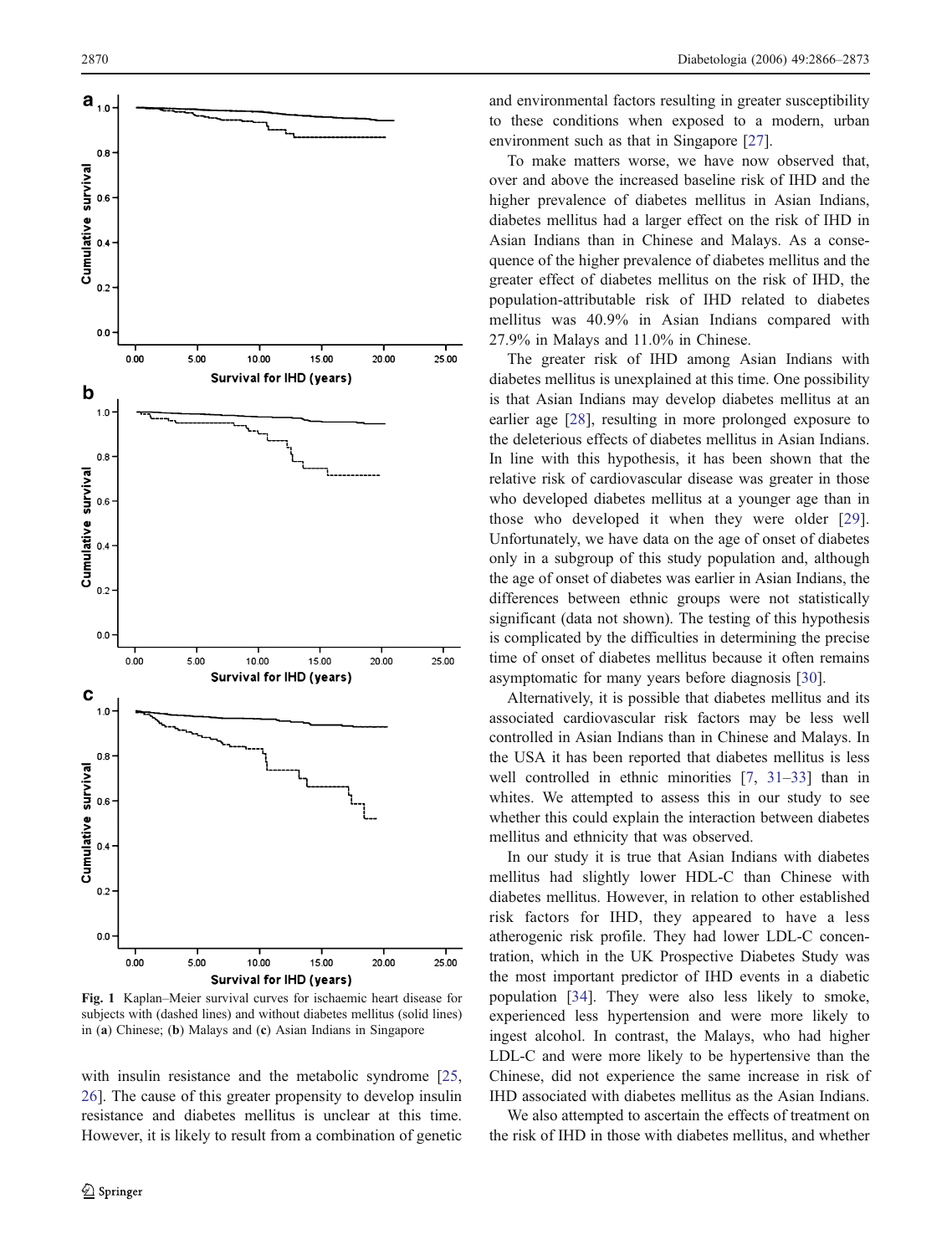a

1.0
0.8
0.6
0.4
0.2
0.0

Cumulative survival

0.00 5.00 10.00 15.00 20.00 25.00

Survival for IHD (years)

b

1.0
0.8
0.6
0.4
0.2
0.0

Cumulative survival

0.00 5.00 10.00 15.00 20.00 25.00

Survival for IHD (years)

c

1.0
0.8
0.6
0.4
0.2
0.0

Cumulative survival

0.00 5.00 10.00 15.00 20.00 25.00

Survival for IHD (years)

**Fig. 1** Kaplan–Meier survival curves for ischaemic heart disease for subjects with (dashed lines) and without diabetes mellitus (solid lines) in (**a**) Chinese; (**b**) Malays and (**c**) Asian Indians in Singapore

with insulin resistance and the metabolic syndrome [25, 26]. The cause of this greater propensity to develop insulin resistance and diabetes mellitus is unclear at this time. However, it is likely to result from a combination of genetic and environmental factors resulting in greater susceptibility to these conditions when exposed to a modern, urban environment such as that in Singapore [27].

To make matters worse, we have now observed that, over and above the increased baseline risk of IHD and the higher prevalence of diabetes mellitus in Asian Indians, diabetes mellitus had a larger effect on the risk of IHD in Asian Indians than in Chinese and Malays. As a consequence of the higher prevalence of diabetes mellitus and the greater effect of diabetes mellitus on the risk of IHD, the population-attributable risk of IHD related to diabetes mellitus was 40.9% in Asian Indians compared with 27.9% in Malays and 11.0% in Chinese.

The greater risk of IHD among Asian Indians with diabetes mellitus is unexplained at this time. One possibility is that Asian Indians may develop diabetes mellitus at an earlier age [28], resulting in more prolonged exposure to the deleterious effects of diabetes mellitus in Asian Indians. In line with this hypothesis, it has been shown that the relative risk of cardiovascular disease was greater in those who developed diabetes mellitus at a younger age than in those who developed it when they were older [29]. Unfortunately, we have data on the age of onset of diabetes only in a subgroup of this study population and, although the age of onset of diabetes was earlier in Asian Indians, the differences between ethnic groups were not statistically significant (data not shown). The testing of this hypothesis is complicated by the difficulties in determining the precise time of onset of diabetes mellitus because it often remains asymptomatic for many years before diagnosis [30].

Alternatively, it is possible that diabetes mellitus and its associated cardiovascular risk factors may be less well controlled in Asian Indians than in Chinese and Malays. In the USA it has been reported that diabetes mellitus is less well controlled in ethnic minorities [7, 31–33] than in whites. We attempted to assess this in our study to see whether this could explain the interaction between diabetes mellitus and ethnicity that was observed.

In our study it is true that Asian Indians with diabetes mellitus had slightly lower HDL-C than Chinese with diabetes mellitus. However, in relation to other established risk factors for IHD, they appeared to have a less atherogenic risk profile. They had lower LDL-C concentration, which in the UK Prospective Diabetes Study was the most important predictor of IHD events in a diabetic population [34]. They were also less likely to smoke, experienced less hypertension and were more likely to ingest alcohol. In contrast, the Malays, who had higher LDL-C and were more likely to be hypertensive than the Chinese, did not experience the same increase in risk of IHD associated with diabetes mellitus as the Asian Indians.

We also attempted to ascertain the effects of treatment on the risk of IHD in those with diabetes mellitus, and whether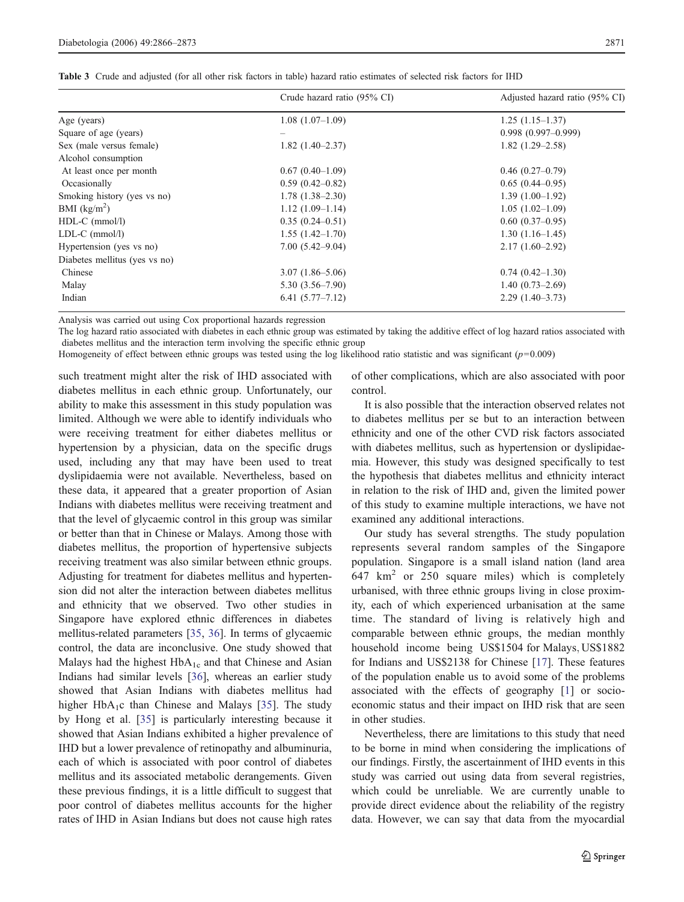**Table 3** Crude and adjusted (for all other risk factors in table) hazard ratio estimates of selected risk factors for IHD

| | Crude hazard ratio (95% CI) | Adjusted hazard ratio (95% CI) |
|---|---|---|
| Age (years) | 1.08 (1.07–1.09) | 1.25 (1.15–1.37) |
| Square of age (years) | – | 0.998 (0.997–0.999) |
| Sex (male versus female) | 1.82 (1.40–2.37) | 1.82 (1.29–2.58) |
| Alcohol consumption | | |
| At least once per month | 0.67 (0.40–1.09) | 0.46 (0.27–0.79) |
| Occasionally | 0.59 (0.42–0.82) | 0.65 (0.44–0.95) |
| Smoking history (yes vs no) | 1.78 (1.38–2.30) | 1.39 (1.00–1.92) |
| BMI (kg/m$^2$) | 1.12 (1.09–1.14) | 1.05 (1.02–1.09) |
| HDL-C (mmol/l) | 0.35 (0.24–0.51) | 0.60 (0.37–0.95) |
| LDL-C (mmol/l) | 1.55 (1.42–1.70) | 1.30 (1.16–1.45) |
| Hypertension (yes vs no) | 7.00 (5.42–9.04) | 2.17 (1.60–2.92) |
| Diabetes mellitus (yes vs no) | | |
| Chinese | 3.07 (1.86–5.06) | 0.74 (0.42–1.30) |
| Malay | 5.30 (3.56–7.90) | 1.40 (0.73–2.69) |
| Indian | 6.41 (5.77–7.12) | 2.29 (1.40–3.73) |

Analysis was carried out using Cox proportional hazards regression

The log hazard ratio associated with diabetes in each ethnic group was estimated by taking the additive effect of log hazard ratios associated with diabetes mellitus and the interaction term involving the specific ethnic group

Homogeneity of effect between ethnic groups was tested using the log likelihood ratio statistic and was significant ($p$=0.009)

such treatment might alter the risk of IHD associated with diabetes mellitus in each ethnic group. Unfortunately, our ability to make this assessment in this study population was limited. Although we were able to identify individuals who were receiving treatment for either diabetes mellitus or hypertension by a physician, data on the specific drugs used, including any that may have been used to treat dyslipidaemia were not available. Nevertheless, based on these data, it appeared that a greater proportion of Asian Indians with diabetes mellitus were receiving treatment and that the level of glycaemic control in this group was similar or better than that in Chinese or Malays. Among those with diabetes mellitus, the proportion of hypertensive subjects receiving treatment was also similar between ethnic groups. Adjusting for treatment for diabetes mellitus and hypertension did not alter the interaction between diabetes mellitus and ethnicity that we observed. Two other studies in Singapore have explored ethnic differences in diabetes mellitus-related parameters [35, 36]. In terms of glycaemic control, the data are inconclusive. One study showed that Malays had the highest $HbA_{1c}$ and that Chinese and Asian Indians had similar levels [36], whereas an earlier study showed that Asian Indians with diabetes mellitus had higher $HbA_1c$ than Chinese and Malays [35]. The study by Hong et al. [35] is particularly interesting because it showed that Asian Indians exhibited a higher prevalence of IHD but a lower prevalence of retinopathy and albuminuria, each of which is associated with poor control of diabetes mellitus and its associated metabolic derangements. Given these previous findings, it is a little difficult to suggest that poor control of diabetes mellitus accounts for the higher rates of IHD in Asian Indians but does not cause high rates of other complications, which are also associated with poor control.

It is also possible that the interaction observed relates not to diabetes mellitus per se but to an interaction between ethnicity and one of the other CVD risk factors associated with diabetes mellitus, such as hypertension or dyslipidaemia. However, this study was designed specifically to test the hypothesis that diabetes mellitus and ethnicity interact in relation to the risk of IHD and, given the limited power of this study to examine multiple interactions, we have not examined any additional interactions.

Our study has several strengths. The study population represents several random samples of the Singapore population. Singapore is a small island nation (land area 647 km$^2$ or 250 square miles) which is completely urbanised, with three ethnic groups living in close proximity, each of which experienced urbanisation at the same time. The standard of living is relatively high and comparable between ethnic groups, the median monthly household income being US$1504 for Malays, US$1882 for Indians and US$2138 for Chinese [17]. These features of the population enable us to avoid some of the problems associated with the effects of geography [1] or socioeconomic status and their impact on IHD risk that are seen in other studies.

Nevertheless, there are limitations to this study that need to be borne in mind when considering the implications of our findings. Firstly, the ascertainment of IHD events in this study was carried out using data from several registries, which could be unreliable. We are currently unable to provide direct evidence about the reliability of the registry data. However, we can say that data from the myocardial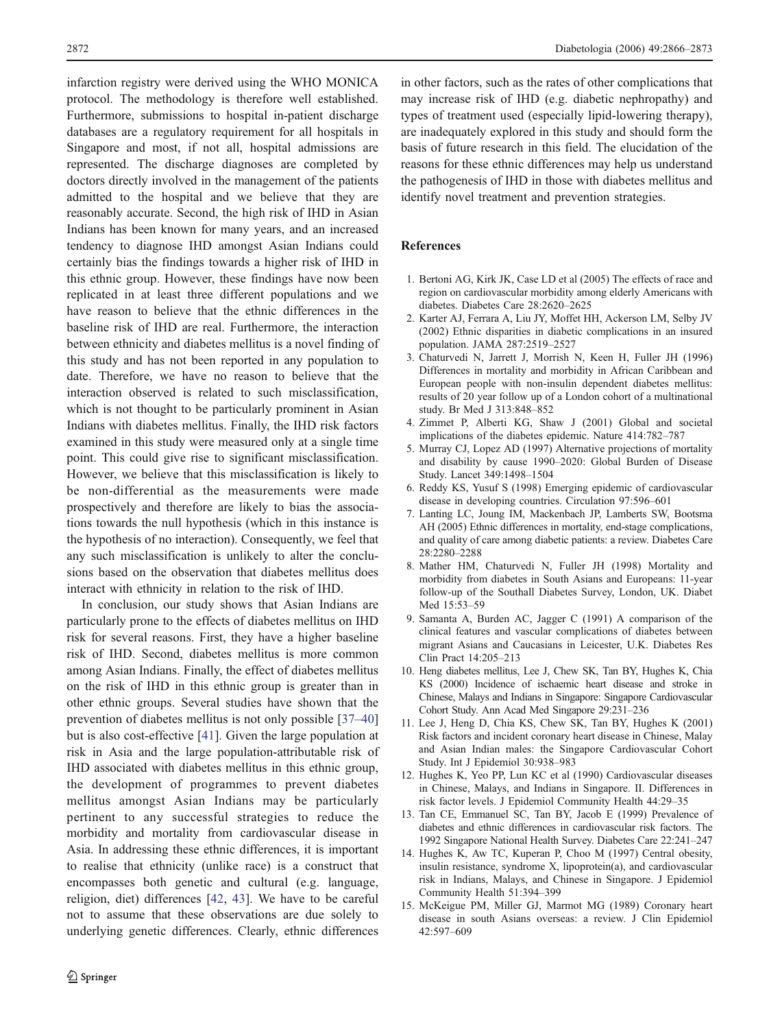infarction registry were derived using the WHO MONICA protocol. The methodology is therefore well established. Furthermore, submissions to hospital in-patient discharge databases are a regulatory requirement for all hospitals in Singapore and most, if not all, hospital admissions are represented. The discharge diagnoses are completed by doctors directly involved in the management of the patients admitted to the hospital and we believe that they are reasonably accurate. Second, the high risk of IHD in Asian Indians has been known for many years, and an increased tendency to diagnose IHD amongst Asian Indians could certainly bias the findings towards a higher risk of IHD in this ethnic group. However, these findings have now been replicated in at least three different populations and we have reason to believe that the ethnic differences in the baseline risk of IHD are real. Furthermore, the interaction between ethnicity and diabetes mellitus is a novel finding of this study and has not been reported in any population to date. Therefore, we have no reason to believe that the interaction observed is related to such misclassification, which is not thought to be particularly prominent in Asian Indians with diabetes mellitus. Finally, the IHD risk factors examined in this study were measured only at a single time point. This could give rise to significant misclassification. However, we believe that this misclassification is likely to be non-differential as the measurements were made prospectively and therefore are likely to bias the associations towards the null hypothesis (which in this instance is the hypothesis of no interaction). Consequently, we feel that any such misclassification is unlikely to alter the conclusions based on the observation that diabetes mellitus does interact with ethnicity in relation to the risk of IHD.

In conclusion, our study shows that Asian Indians are particularly prone to the effects of diabetes mellitus on IHD risk for several reasons. First, they have a higher baseline risk of IHD. Second, diabetes mellitus is more common among Asian Indians. Finally, the effect of diabetes mellitus on the risk of IHD in this ethnic group is greater than in other ethnic groups. Several studies have shown that the prevention of diabetes mellitus is not only possible [37–40] but is also cost-effective [41]. Given the large population at risk in Asia and the large population-attributable risk of IHD associated with diabetes mellitus in this ethnic group, the development of programmes to prevent diabetes mellitus amongst Asian Indians may be particularly pertinent to any successful strategies to reduce the morbidity and mortality from cardiovascular disease in Asia. In addressing these ethnic differences, it is important to realise that ethnicity (unlike race) is a construct that encompasses both genetic and cultural (e.g. language, religion, diet) differences [42, 43]. We have to be careful not to assume that these observations are due solely to underlying genetic differences. Clearly, ethnic differences in other factors, such as the rates of other complications that may increase risk of IHD (e.g. diabetic nephropathy) and types of treatment used (especially lipid-lowering therapy), are inadequately explored in this study and should form the basis of future research in this field. The elucidation of the reasons for these ethnic differences may help us understand the pathogenesis of IHD in those with diabetes mellitus and identify novel treatment and prevention strategies.

## References

1. Bertoni AG, Kirk JK, Case LD et al (2005) The effects of race and region on cardiovascular morbidity among elderly Americans with diabetes. Diabetes Care 28:2620–2625
2. Karter AJ, Ferrara A, Liu JY, Moffet HH, Ackerson LM, Selby JV (2002) Ethnic disparities in diabetic complications in an insured population. JAMA 287:2519–2527
3. Chaturvedi N, Jarrett J, Morrish N, Keen H, Fuller JH (1996) Differences in mortality and morbidity in African Caribbean and European people with non-insulin dependent diabetes mellitus: results of 20 year follow up of a London cohort of a multinational study. Br Med J 313:848–852
4. Zimmet P, Alberti KG, Shaw J (2001) Global and societal implications of the diabetes epidemic. Nature 414:782–787
5. Murray CJ, Lopez AD (1997) Alternative projections of mortality and disability by cause 1990–2020: Global Burden of Disease Study. Lancet 349:1498–1504
6. Reddy KS, Yusuf S (1998) Emerging epidemic of cardiovascular disease in developing countries. Circulation 97:596–601
7. Lanting LC, Joung IM, Mackenbach JP, Lamberts SW, Bootsma AH (2005) Ethnic differences in mortality, end-stage complications, and quality of care among diabetic patients: a review. Diabetes Care 28:2280–2288
8. Mather HM, Chaturvedi N, Fuller JH (1998) Mortality and morbidity from diabetes in South Asians and Europeans: 11-year follow-up of the Southall Diabetes Survey, London, UK. Diabet Med 15:53–59
9. Samanta A, Burden AC, Jagger C (1991) A comparison of the clinical features and vascular complications of diabetes between migrant Asians and Caucasians in Leicester, U.K. Diabetes Res Clin Pract 14:205–213
10. Heng diabetes mellitus, Lee J, Chew SK, Tan BY, Hughes K, Chia KS (2000) Incidence of ischaemic heart disease and stroke in Chinese, Malays and Indians in Singapore: Singapore Cardiovascular Cohort Study. Ann Acad Med Singapore 29:231–236
11. Lee J, Heng D, Chia KS, Chew SK, Tan BY, Hughes K (2001) Risk factors and incident coronary heart disease in Chinese, Malay and Asian Indian males: the Singapore Cardiovascular Cohort Study. Int J Epidemiol 30:938–983
12. Hughes K, Yeo PP, Lun KC et al (1990) Cardiovascular diseases in Chinese, Malays, and Indians in Singapore. II. Differences in risk factor levels. J Epidemiol Community Health 44:29–35
13. Tan CE, Emmanuel SC, Tan BY, Jacob E (1999) Prevalence of diabetes and ethnic differences in cardiovascular risk factors. The 1992 Singapore National Health Survey. Diabetes Care 22:241–247
14. Hughes K, Aw TC, Kuperan P, Choo M (1997) Central obesity, insulin resistance, syndrome X, lipoprotein(a), and cardiovascular risk in Indians, Malays, and Chinese in Singapore. J Epidemiol Community Health 51:394–399
15. McKeigue PM, Miller GJ, Marmot MG (1989) Coronary heart disease in south Asians overseas: a review. J Clin Epidemiol 42:597–609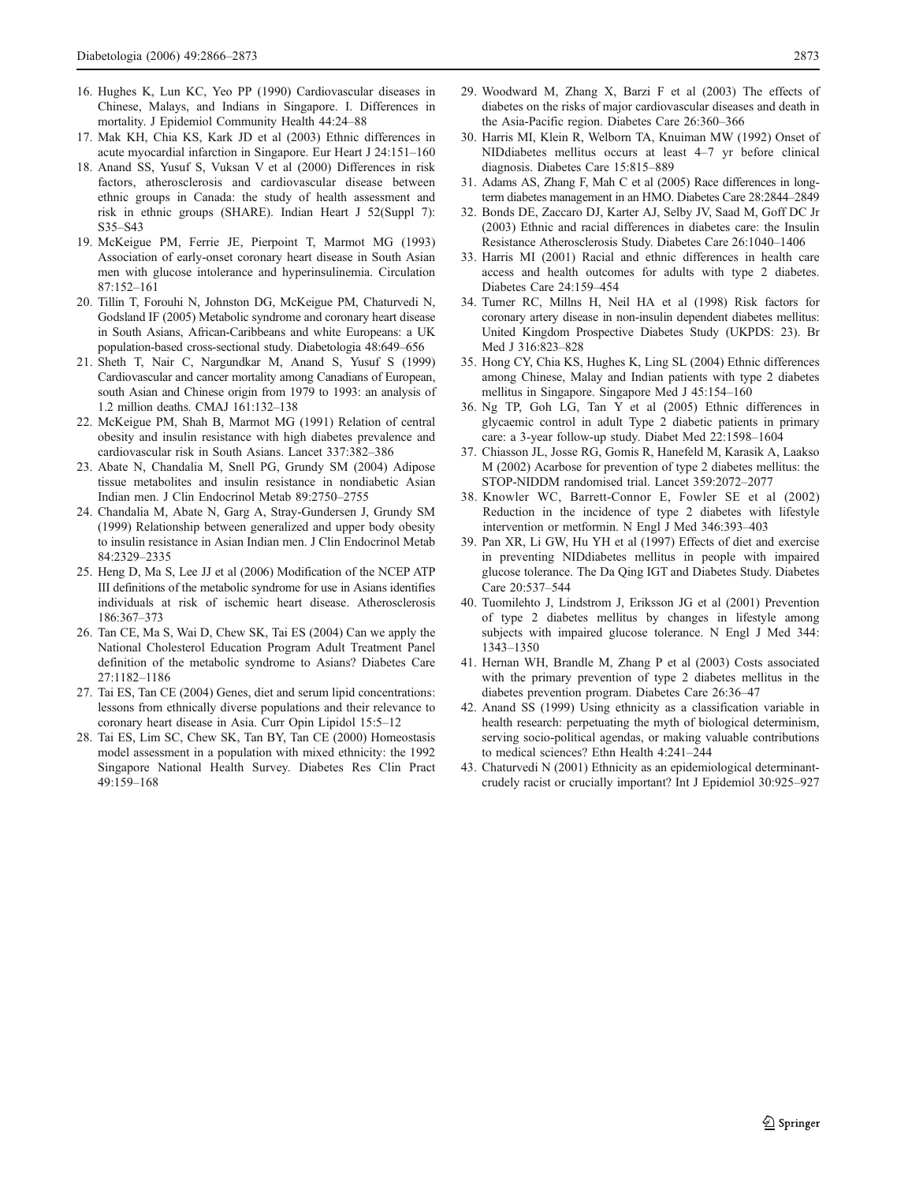16. Hughes K, Lun KC, Yeo PP (1990) Cardiovascular diseases in Chinese, Malays, and Indians in Singapore. I. Differences in mortality. J Epidemiol Community Health 44:24–88
17. Mak KH, Chia KS, Kark JD et al (2003) Ethnic differences in acute myocardial infarction in Singapore. Eur Heart J 24:151–160
18. Anand SS, Yusuf S, Vuksan V et al (2000) Differences in risk factors, atherosclerosis and cardiovascular disease between ethnic groups in Canada: the study of health assessment and risk in ethnic groups (SHARE). Indian Heart J 52(Suppl 7): S35–S43
19. McKeigue PM, Ferrie JE, Pierpoint T, Marmot MG (1993) Association of early-onset coronary heart disease in South Asian men with glucose intolerance and hyperinsulinemia. Circulation 87:152–161
20. Tillin T, Forouhi N, Johnston DG, McKeigue PM, Chaturvedi N, Godsland IF (2005) Metabolic syndrome and coronary heart disease in South Asians, African-Caribbeans and white Europeans: a UK population-based cross-sectional study. Diabetologia 48:649–656
21. Sheth T, Nair C, Nargundkar M, Anand S, Yusuf S (1999) Cardiovascular and cancer mortality among Canadians of European, south Asian and Chinese origin from 1979 to 1993: an analysis of 1.2 million deaths. CMAJ 161:132–138
22. McKeigue PM, Shah B, Marmot MG (1991) Relation of central obesity and insulin resistance with high diabetes prevalence and cardiovascular risk in South Asians. Lancet 337:382–386
23. Abate N, Chandalia M, Snell PG, Grundy SM (2004) Adipose tissue metabolites and insulin resistance in nondiabetic Asian Indian men. J Clin Endocrinol Metab 89:2750–2755
24. Chandalia M, Abate N, Garg A, Stray-Gundersen J, Grundy SM (1999) Relationship between generalized and upper body obesity to insulin resistance in Asian Indian men. J Clin Endocrinol Metab 84:2329–2335
25. Heng D, Ma S, Lee JJ et al (2006) Modification of the NCEP ATP III definitions of the metabolic syndrome for use in Asians identifies individuals at risk of ischemic heart disease. Atherosclerosis 186:367–373
26. Tan CE, Ma S, Wai D, Chew SK, Tai ES (2004) Can we apply the National Cholesterol Education Program Adult Treatment Panel definition of the metabolic syndrome to Asians? Diabetes Care 27:1182–1186
27. Tai ES, Tan CE (2004) Genes, diet and serum lipid concentrations: lessons from ethnically diverse populations and their relevance to coronary heart disease in Asia. Curr Opin Lipidol 15:5–12
28. Tai ES, Lim SC, Chew SK, Tan BY, Tan CE (2000) Homeostasis model assessment in a population with mixed ethnicity: the 1992 Singapore National Health Survey. Diabetes Res Clin Pract 49:159–168
29. Woodward M, Zhang X, Barzi F et al (2003) The effects of diabetes on the risks of major cardiovascular diseases and death in the Asia-Pacific region. Diabetes Care 26:360–366
30. Harris MI, Klein R, Welborn TA, Knuiman MW (1992) Onset of NIDdiabetes mellitus occurs at least 4–7 yr before clinical diagnosis. Diabetes Care 15:815–889
31. Adams AS, Zhang F, Mah C et al (2005) Race differences in long-term diabetes management in an HMO. Diabetes Care 28:2844–2849
32. Bonds DE, Zaccaro DJ, Karter AJ, Selby JV, Saad M, Goff DC Jr (2003) Ethnic and racial differences in diabetes care: the Insulin Resistance Atherosclerosis Study. Diabetes Care 26:1040–1406
33. Harris MI (2001) Racial and ethnic differences in health care access and health outcomes for adults with type 2 diabetes. Diabetes Care 24:159–454
34. Turner RC, Millns H, Neil HA et al (1998) Risk factors for coronary artery disease in non-insulin dependent diabetes mellitus: United Kingdom Prospective Diabetes Study (UKPDS: 23). Br Med J 316:823–828
35. Hong CY, Chia KS, Hughes K, Ling SL (2004) Ethnic differences among Chinese, Malay and Indian patients with type 2 diabetes mellitus in Singapore. Singapore Med J 45:154–160
36. Ng TP, Goh LG, Tan Y et al (2005) Ethnic differences in glycaemic control in adult Type 2 diabetic patients in primary care: a 3-year follow-up study. Diabet Med 22:1598–1604
37. Chiasson JL, Josse RG, Gomis R, Hanefeld M, Karasik A, Laakso M (2002) Acarbose for prevention of type 2 diabetes mellitus: the STOP-NIDDM randomised trial. Lancet 359:2072–2077
38. Knowler WC, Barrett-Connor E, Fowler SE et al (2002) Reduction in the incidence of type 2 diabetes with lifestyle intervention or metformin. N Engl J Med 346:393–403
39. Pan XR, Li GW, Hu YH et al (1997) Effects of diet and exercise in preventing NIDdiabetes mellitus in people with impaired glucose tolerance. The Da Qing IGT and Diabetes Study. Diabetes Care 20:537–544
40. Tuomilehto J, Lindstrom J, Eriksson JG et al (2001) Prevention of type 2 diabetes mellitus by changes in lifestyle among subjects with impaired glucose tolerance. N Engl J Med 344: 1343–1350
41. Hernan WH, Brandle M, Zhang P et al (2003) Costs associated with the primary prevention of type 2 diabetes mellitus in the diabetes prevention program. Diabetes Care 26:36–47
42. Anand SS (1999) Using ethnicity as a classification variable in health research: perpetuating the myth of biological determinism, serving socio-political agendas, or making valuable contributions to medical sciences? Ethn Health 4:241–244
43. Chaturvedi N (2001) Ethnicity as an epidemiological determinant-crudely racist or crucially important? Int J Epidemiol 30:925–927